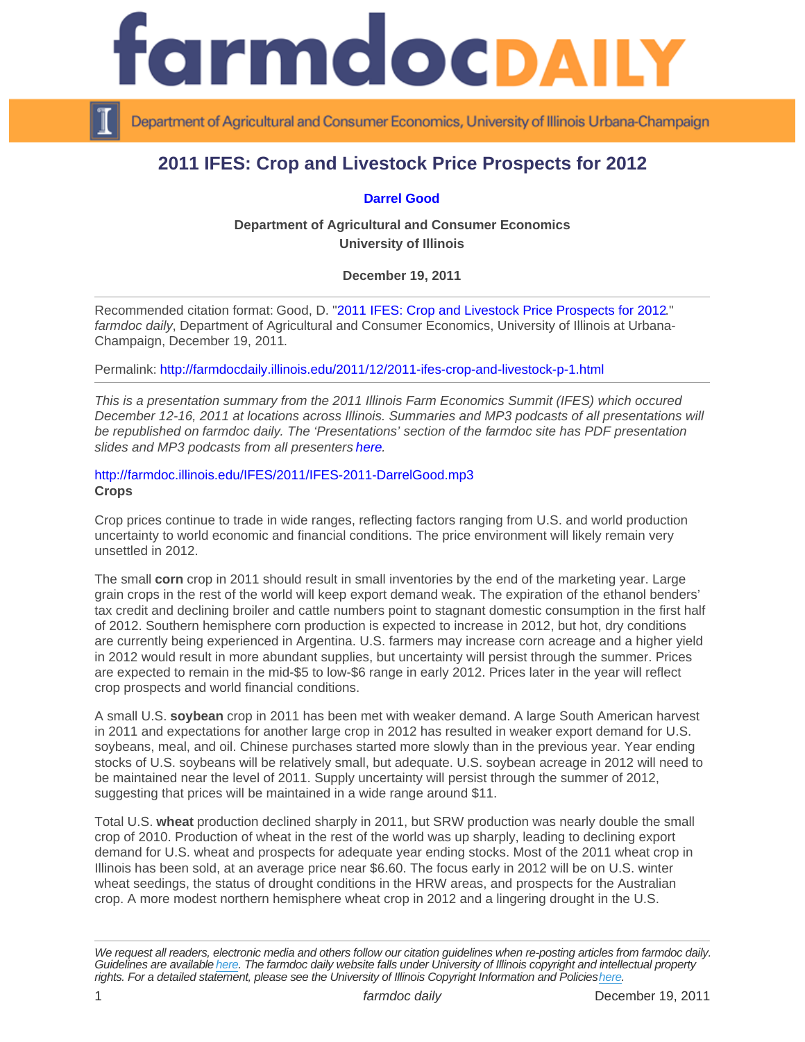# 2011 IFES: Crop and Livestock Price Prospects for 2012

**Darrel Good**

**Department of Agricultural and Consumer Economics**
**University of Illinois**

**December 19, 2011**

Recommended citation format: Good, D. "2011 IFES: Crop and Livestock Price Prospects for 2012." *farmdoc daily*, Department of Agricultural and Consumer Economics, University of Illinois at Urbana-Champaign, December 19, 2011.

Permalink: http://farmdocdaily.illinois.edu/2011/12/2011-ifes-crop-and-livestock-p-1.html

*This is a presentation summary from the 2011 Illinois Farm Economics Summit (IFES) which occured December 12-16, 2011 at locations across Illinois. Summaries and MP3 podcasts of all presentations will be republished on farmdoc daily. The 'Presentations' section of the farmdoc site has PDF presentation slides and MP3 podcasts from all presenters here.*

http://farmdoc.illinois.edu/IFES/2011/IFES-2011-DarrelGood.mp3

**Crops**

Crop prices continue to trade in wide ranges, reflecting factors ranging from U.S. and world production uncertainty to world economic and financial conditions. The price environment will likely remain very unsettled in 2012.

The small **corn** crop in 2011 should result in small inventories by the end of the marketing year. Large grain crops in the rest of the world will keep export demand weak. The expiration of the ethanol benders' tax credit and declining broiler and cattle numbers point to stagnant domestic consumption in the first half of 2012. Southern hemisphere corn production is expected to increase in 2012, but hot, dry conditions are currently being experienced in Argentina. U.S. farmers may increase corn acreage and a higher yield in 2012 would result in more abundant supplies, but uncertainty will persist through the summer. Prices are expected to remain in the mid-$5 to low-$6 range in early 2012. Prices later in the year will reflect crop prospects and world financial conditions.

A small U.S. **soybean** crop in 2011 has been met with weaker demand. A large South American harvest in 2011 and expectations for another large crop in 2012 has resulted in weaker export demand for U.S. soybeans, meal, and oil. Chinese purchases started more slowly than in the previous year. Year ending stocks of U.S. soybeans will be relatively small, but adequate. U.S. soybean acreage in 2012 will need to be maintained near the level of 2011. Supply uncertainty will persist through the summer of 2012, suggesting that prices will be maintained in a wide range around $11.

Total U.S. **wheat** production declined sharply in 2011, but SRW production was nearly double the small crop of 2010. Production of wheat in the rest of the world was up sharply, leading to declining export demand for U.S. wheat and prospects for adequate year ending stocks. Most of the 2011 wheat crop in Illinois has been sold, at an average price near $6.60. The focus early in 2012 will be on U.S. winter wheat seedings, the status of drought conditions in the HRW areas, and prospects for the Australian crop. A more modest northern hemisphere wheat crop in 2012 and a lingering drought in the U.S.

*We request all readers, electronic media and others follow our citation guidelines when re-posting articles from farmdoc daily. Guidelines are available here. The farmdoc daily website falls under University of Illinois copyright and intellectual property rights. For a detailed statement, please see the University of Illinois Copyright Information and Policies here.*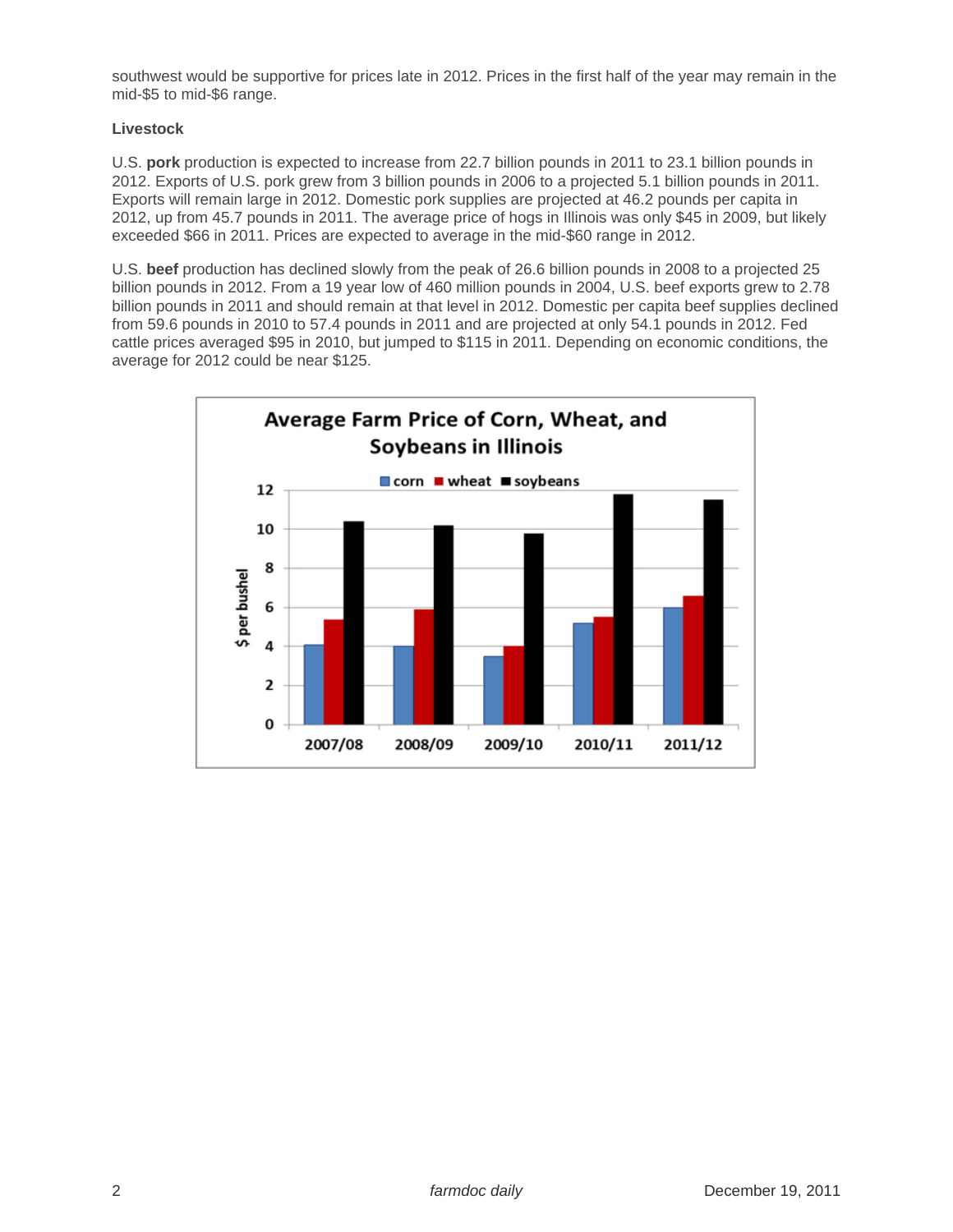southwest would be supportive for prices late in 2012. Prices in the first half of the year may remain in the mid-$5 to mid-$6 range.

**Livestock**

U.S. **pork** production is expected to increase from 22.7 billion pounds in 2011 to 23.1 billion pounds in 2012. Exports of U.S. pork grew from 3 billion pounds in 2006 to a projected 5.1 billion pounds in 2011. Exports will remain large in 2012. Domestic pork supplies are projected at 46.2 pounds per capita in 2012, up from 45.7 pounds in 2011. The average price of hogs in Illinois was only $45 in 2009, but likely exceeded $66 in 2011. Prices are expected to average in the mid-$60 range in 2012.

U.S. **beef** production has declined slowly from the peak of 26.6 billion pounds in 2008 to a projected 25 billion pounds in 2012. From a 19 year low of 460 million pounds in 2004, U.S. beef exports grew to 2.78 billion pounds in 2011 and should remain at that level in 2012. Domestic per capita beef supplies declined from 59.6 pounds in 2010 to 57.4 pounds in 2011 and are projected at only 54.1 pounds in 2012. Fed cattle prices averaged $95 in 2010, but jumped to $115 in 2011. Depending on economic conditions, the average for 2012 could be near $125.

**Average Farm Price of Corn, Wheat, and Soybeans in Illinois**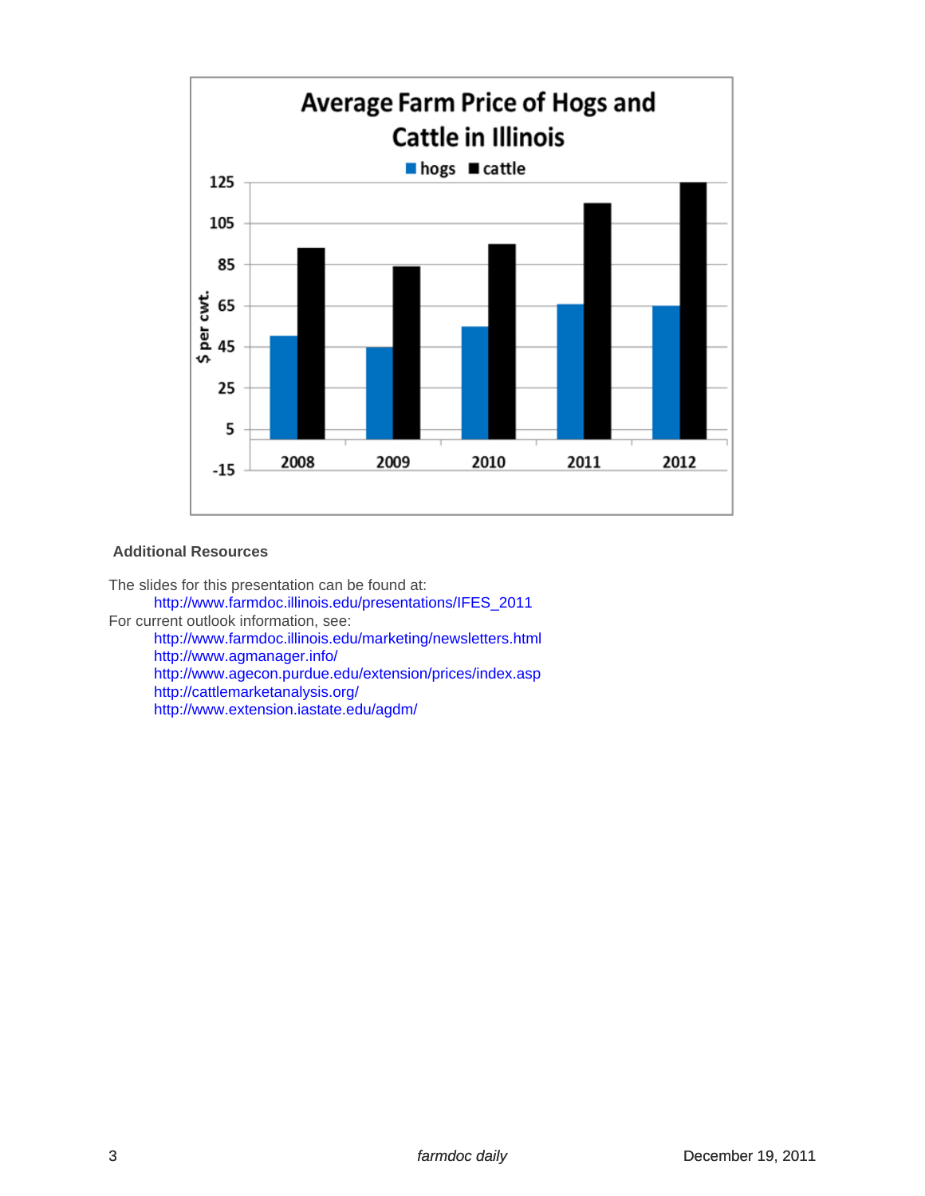Average Farm Price of Hogs and Cattle in Illinois

hogs cattle

$ per cwt.

125
105
85
65
45
25
5
-15

2008 2009 2010 2011 2012

**Additional Resources**

The slides for this presentation can be found at:

http://www.farmdoc.illinois.edu/presentations/IFES_2011

For current outlook information, see:

http://www.farmdoc.illinois.edu/marketing/newsletters.html
http://www.agmanager.info/
http://www.agecon.purdue.edu/extension/prices/index.asp
http://cattlemarketanalysis.org/
http://www.extension.iastate.edu/agdm/